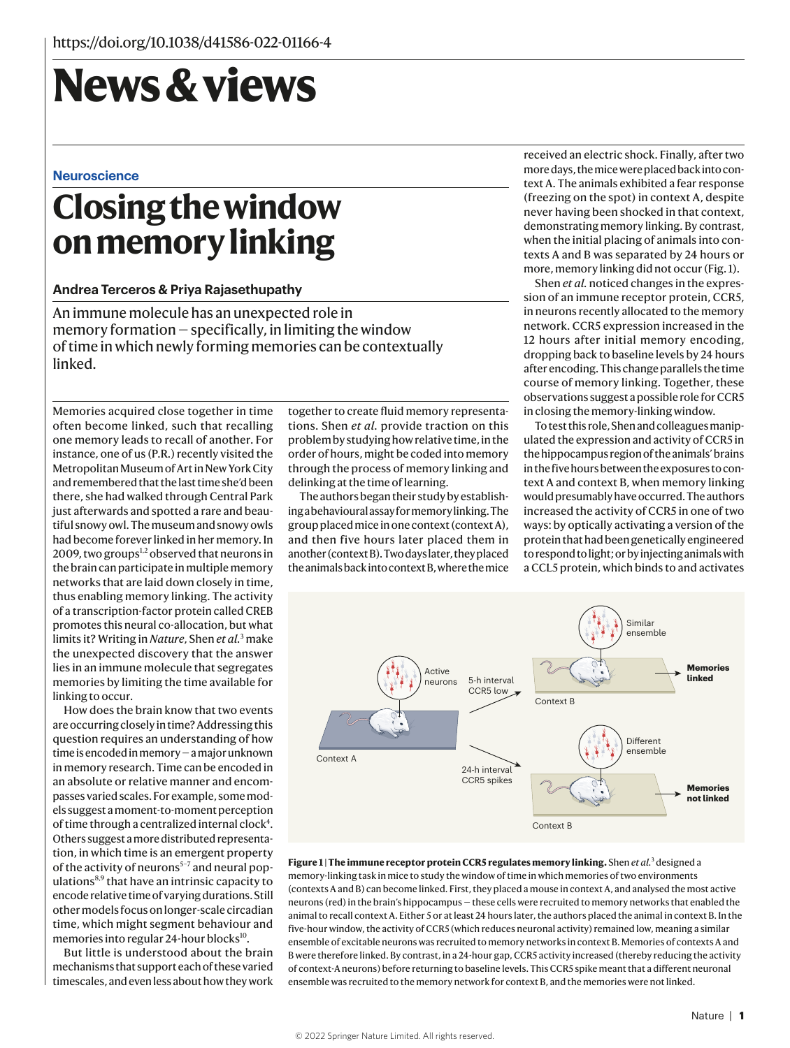https://doi.org/10.1038/d41586-022-01166-4

# News & views

Neuroscience

## Closing the window on memory linking

**Andrea Terceros & Priya Rajasethupathy**

An immune molecule has an unexpected role in memory formation — specifically, in limiting the window of time in which newly forming memories can be contextually linked.

Memories acquired close together in time often become linked, such that recalling one memory leads to recall of another. For instance, one of us (P.R.) recently visited the Metropolitan Museum of Art in New York City and remembered that the last time she'd been there, she had walked through Central Park just afterwards and spotted a rare and beautiful snowy owl. The museum and snowy owls had become forever linked in her memory. In 2009, two groups[1,2] observed that neurons in the brain can participate in multiple memory networks that are laid down closely in time, thus enabling memory linking. The activity of a transcription-factor protein called CREB promotes this neural co-allocation, but what limits it? Writing in *Nature*, Shen *et al.*[3] make the unexpected discovery that the answer lies in an immune molecule that segregates memories by limiting the time available for linking to occur.

How does the brain know that two events are occurring closely in time? Addressing this question requires an understanding of how time is encoded in memory — a major unknown in memory research. Time can be encoded in an absolute or relative manner and encompasses varied scales. For example, some models suggest a moment-to-moment perception of time through a centralized internal clock[4]. Others suggest a more distributed representation, in which time is an emergent property of the activity of neurons[5–7] and neural populations[8,9] that have an intrinsic capacity to encode relative time of varying durations. Still other models focus on longer-scale circadian time, which might segment behaviour and memories into regular 24-hour blocks[10].

But little is understood about the brain mechanisms that support each of these varied timescales, and even less about how they work together to create fluid memory representations. Shen *et al.* provide traction on this problem by studying how relative time, in the order of hours, might be coded into memory through the process of memory linking and delinking at the time of learning.

The authors began their study by establishing a behavioural assay for memory linking. The group placed mice in one context (context A), and then five hours later placed them in another (context B). Two days later, they placed the animals back into context B, where the mice received an electric shock. Finally, after two more days, the mice were placed back into context A. The animals exhibited a fear response (freezing on the spot) in context A, despite never having been shocked in that context, demonstrating memory linking. By contrast, when the initial placing of animals into contexts A and B was separated by 24 hours or more, memory linking did not occur (Fig. 1).

Shen *et al.* noticed changes in the expression of an immune receptor protein, CCR5, in neurons recently allocated to the memory network. CCR5 expression increased in the 12 hours after initial memory encoding, dropping back to baseline levels by 24 hours after encoding. This change parallels the time course of memory linking. Together, these observations suggest a possible role for CCR5 in closing the memory-linking window.

To test this role, Shen and colleagues manipulated the expression and activity of CCR5 in the hippocampus region of the animals' brains in the five hours between the exposures to context A and context B, when memory linking would presumably have occurred. The authors increased the activity of CCR5 in one of two ways: by optically activating a version of the protein that had been genetically engineered to respond to light; or by injecting animals with a CCL5 protein, which binds to and activates

**Figure 1 | The immune receptor protein CCR5 regulates memory linking.** Shen *et al.*[3] designed a memory-linking task in mice to study the window of time in which memories of two environments (contexts A and B) can become linked. First, they placed a mouse in context A, and analysed the most active neurons (red) in the brain's hippocampus — these cells were recruited to memory networks that enabled the animal to recall context A. Either 5 or at least 24 hours later, the authors placed the animal in context B. In the five-hour window, the activity of CCR5 (which reduces neuronal activity) remained low, meaning a similar ensemble of excitable neurons was recruited to memory networks in context B. Memories of contexts A and B were therefore linked. By contrast, in a 24-hour gap, CCR5 activity increased (thereby reducing the activity of context-A neurons) before returning to baseline levels. This CCR5 spike meant that a different neuronal ensemble was recruited to the memory network for context B, and the memories were not linked.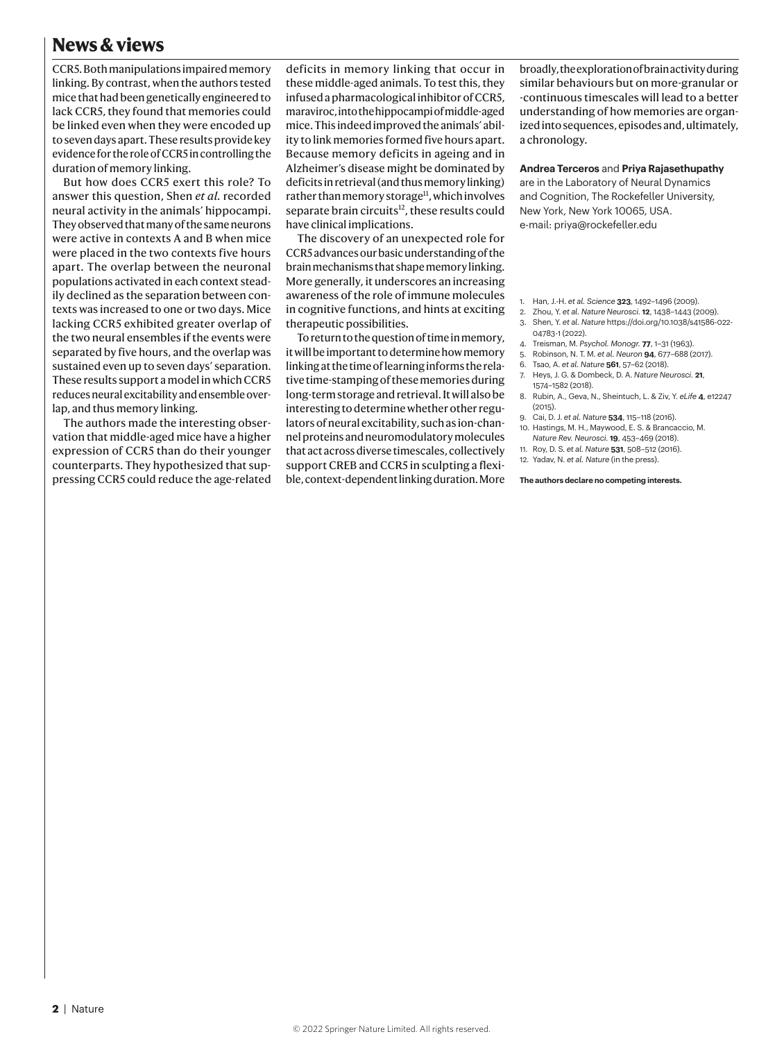CCR5. Both manipulations impaired memory linking. By contrast, when the authors tested mice that had been genetically engineered to lack CCR5, they found that memories could be linked even when they were encoded up to seven days apart. These results provide key evidence for the role of CCR5 in controlling the duration of memory linking.

But how does CCR5 exert this role? To answer this question, Shen *et al.* recorded neural activity in the animals' hippocampi. They observed that many of the same neurons were active in contexts A and B when mice were placed in the two contexts five hours apart. The overlap between the neuronal populations activated in each context steadily declined as the separation between contexts was increased to one or two days. Mice lacking CCR5 exhibited greater overlap of the two neural ensembles if the events were separated by five hours, and the overlap was sustained even up to seven days' separation. These results support a model in which CCR5 reduces neural excitability and ensemble overlap, and thus memory linking.

The authors made the interesting observation that middle-aged mice have a higher expression of CCR5 than do their younger counterparts. They hypothesized that suppressing CCR5 could reduce the age-related deficits in memory linking that occur in these middle-aged animals. To test this, they infused a pharmacological inhibitor of CCR5, maraviroc, into the hippocampi of middle-aged mice. This indeed improved the animals' ability to link memories formed five hours apart. Because memory deficits in ageing and in Alzheimer's disease might be dominated by deficits in retrieval (and thus memory linking) rather than memory storage[11], which involves separate brain circuits[12], these results could have clinical implications.

The discovery of an unexpected role for CCR5 advances our basic understanding of the brain mechanisms that shape memory linking. More generally, it underscores an increasing awareness of the role of immune molecules in cognitive functions, and hints at exciting therapeutic possibilities.

To return to the question of time in memory, it will be important to determine how memory linking at the time of learning informs the relative time-stamping of these memories during long-term storage and retrieval. It will also be interesting to determine whether other regulators of neural excitability, such as ion-channel proteins and neuromodulatory molecules that act across diverse timescales, collectively support CREB and CCR5 in sculpting a flexible, context-dependent linking duration. More broadly, the exploration of brain activity during similar behaviours but on more-granular or -continuous timescales will lead to a better understanding of how memories are organized into sequences, episodes and, ultimately, a chronology.

**Andrea Terceros** and **Priya Rajasethupathy** are in the Laboratory of Neural Dynamics and Cognition, The Rockefeller University, New York, New York 10065, USA.
e-mail: priya@rockefeller.edu

1. Han, J.-H. *et al. Science* **323**, 1492–1496 (2009).
2. Zhou, Y. *et al. Nature Neurosci.* **12**, 1438–1443 (2009).
3. Shen, Y. *et al. Nature* https://doi.org/10.1038/s41586-022-04783-1 (2022).
4. Treisman, M. *Psychol. Monogr.* **77**, 1–31 (1963).
5. Robinson, N. T. M. *et al. Neuron* **94**, 677–688 (2017).
6. Tsao, A. *et al. Nature* **561**, 57–62 (2018).
7. Heys, J. G. & Dombeck, D. A. *Nature Neurosci.* **21**, 1574–1582 (2018).
8. Rubin, A., Geva, N., Sheintuch, L. & Ziv, Y. *eLife* **4**, e12247 (2015).
9. Cai, D. J. *et al. Nature* **534**, 115–118 (2016).
10. Hastings, M. H., Maywood, E. S. & Brancaccio, M. *Nature Rev. Neurosci.* **19**, 453–469 (2018).
11. Roy, D. S. *et al. Nature* **531**, 508–512 (2016).
12. Yadav, N. *et al. Nature* (in the press).

**The authors declare no competing interests.**